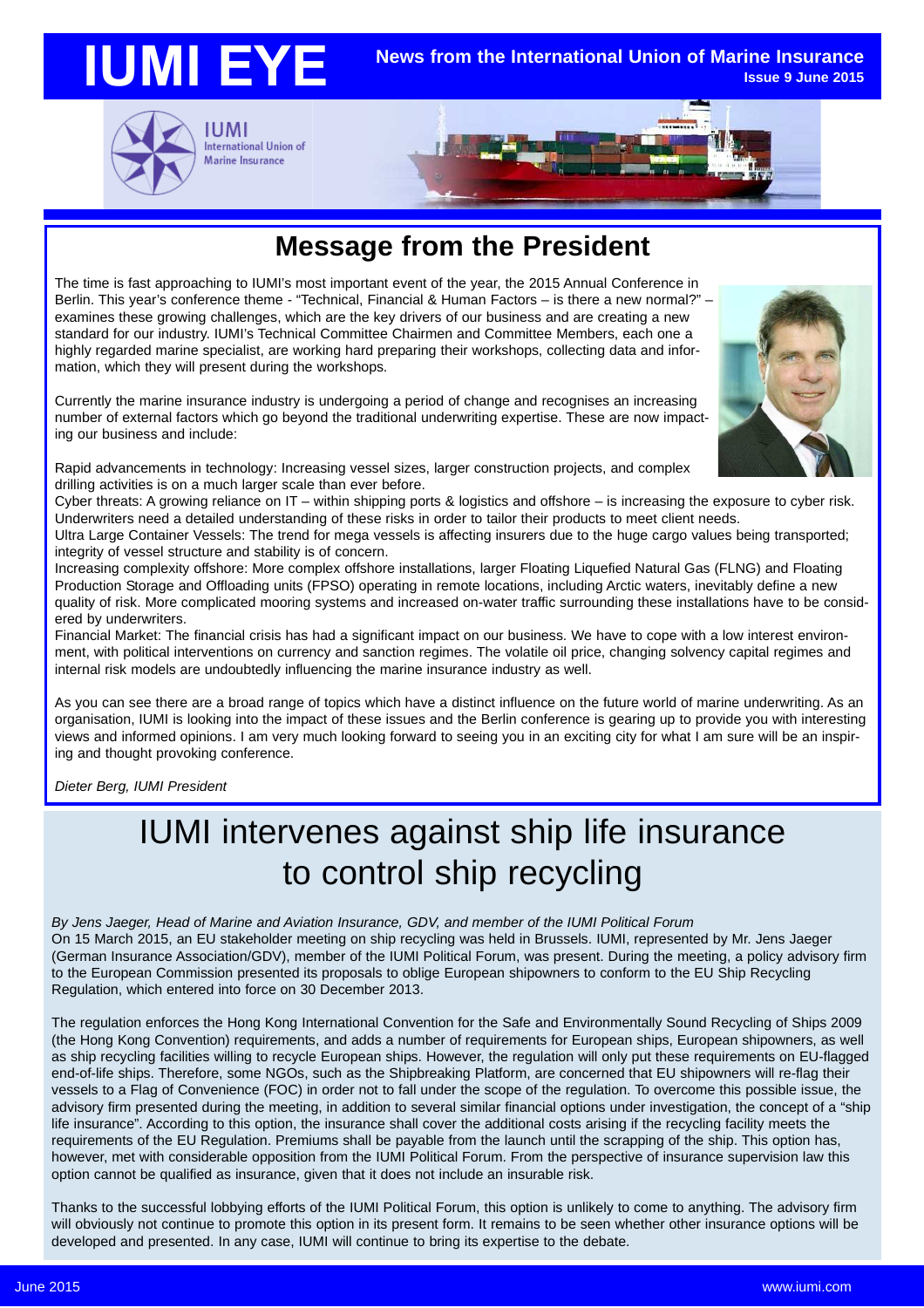# IUMI EYE

**News from the International Union of Marine Insurance**
**Issue 9 June 2015**

IUMI
International Union of Marine Insurance

## Message from the President

The time is fast approaching to IUMI's most important event of the year, the 2015 Annual Conference in Berlin. This year's conference theme - "Technical, Financial & Human Factors – is there a new normal?" – examines these growing challenges, which are the key drivers of our business and are creating a new standard for our industry. IUMI's Technical Committee Chairmen and Committee Members, each one a highly regarded marine specialist, are working hard preparing their workshops, collecting data and information, which they will present during the workshops.

Currently the marine insurance industry is undergoing a period of change and recognises an increasing number of external factors which go beyond the traditional underwriting expertise. These are now impacting our business and include:

Rapid advancements in technology: Increasing vessel sizes, larger construction projects, and complex drilling activities is on a much larger scale than ever before.
Cyber threats: A growing reliance on IT – within shipping ports & logistics and offshore – is increasing the exposure to cyber risk. Underwriters need a detailed understanding of these risks in order to tailor their products to meet client needs.
Ultra Large Container Vessels: The trend for mega vessels is affecting insurers due to the huge cargo values being transported; integrity of vessel structure and stability is of concern.
Increasing complexity offshore: More complex offshore installations, larger Floating Liquefied Natural Gas (FLNG) and Floating Production Storage and Offloading units (FPSO) operating in remote locations, including Arctic waters, inevitably define a new quality of risk. More complicated mooring systems and increased on-water traffic surrounding these installations have to be considered by underwriters.
Financial Market: The financial crisis has had a significant impact on our business. We have to cope with a low interest environment, with political interventions on currency and sanction regimes. The volatile oil price, changing solvency capital regimes and internal risk models are undoubtedly influencing the marine insurance industry as well.

As you can see there are a broad range of topics which have a distinct influence on the future world of marine underwriting. As an organisation, IUMI is looking into the impact of these issues and the Berlin conference is gearing up to provide you with interesting views and informed opinions. I am very much looking forward to seeing you in an exciting city for what I am sure will be an inspiring and thought provoking conference.

*Dieter Berg, IUMI President*

# IUMI intervenes against ship life insurance to control ship recycling

*By Jens Jaeger, Head of Marine and Aviation Insurance, GDV, and member of the IUMI Political Forum*

On 15 March 2015, an EU stakeholder meeting on ship recycling was held in Brussels. IUMI, represented by Mr. Jens Jaeger (German Insurance Association/GDV), member of the IUMI Political Forum, was present. During the meeting, a policy advisory firm to the European Commission presented its proposals to oblige European shipowners to conform to the EU Ship Recycling Regulation, which entered into force on 30 December 2013.

The regulation enforces the Hong Kong International Convention for the Safe and Environmentally Sound Recycling of Ships 2009 (the Hong Kong Convention) requirements, and adds a number of requirements for European ships, European shipowners, as well as ship recycling facilities willing to recycle European ships. However, the regulation will only put these requirements on EU-flagged end-of-life ships. Therefore, some NGOs, such as the Shipbreaking Platform, are concerned that EU shipowners will re-flag their vessels to a Flag of Convenience (FOC) in order not to fall under the scope of the regulation. To overcome this possible issue, the advisory firm presented during the meeting, in addition to several similar financial options under investigation, the concept of a "ship life insurance". According to this option, the insurance shall cover the additional costs arising if the recycling facility meets the requirements of the EU Regulation. Premiums shall be payable from the launch until the scrapping of the ship. This option has, however, met with considerable opposition from the IUMI Political Forum. From the perspective of insurance supervision law this option cannot be qualified as insurance, given that it does not include an insurable risk.

Thanks to the successful lobbying efforts of the IUMI Political Forum, this option is unlikely to come to anything. The advisory firm will obviously not continue to promote this option in its present form. It remains to be seen whether other insurance options will be developed and presented. In any case, IUMI will continue to bring its expertise to the debate.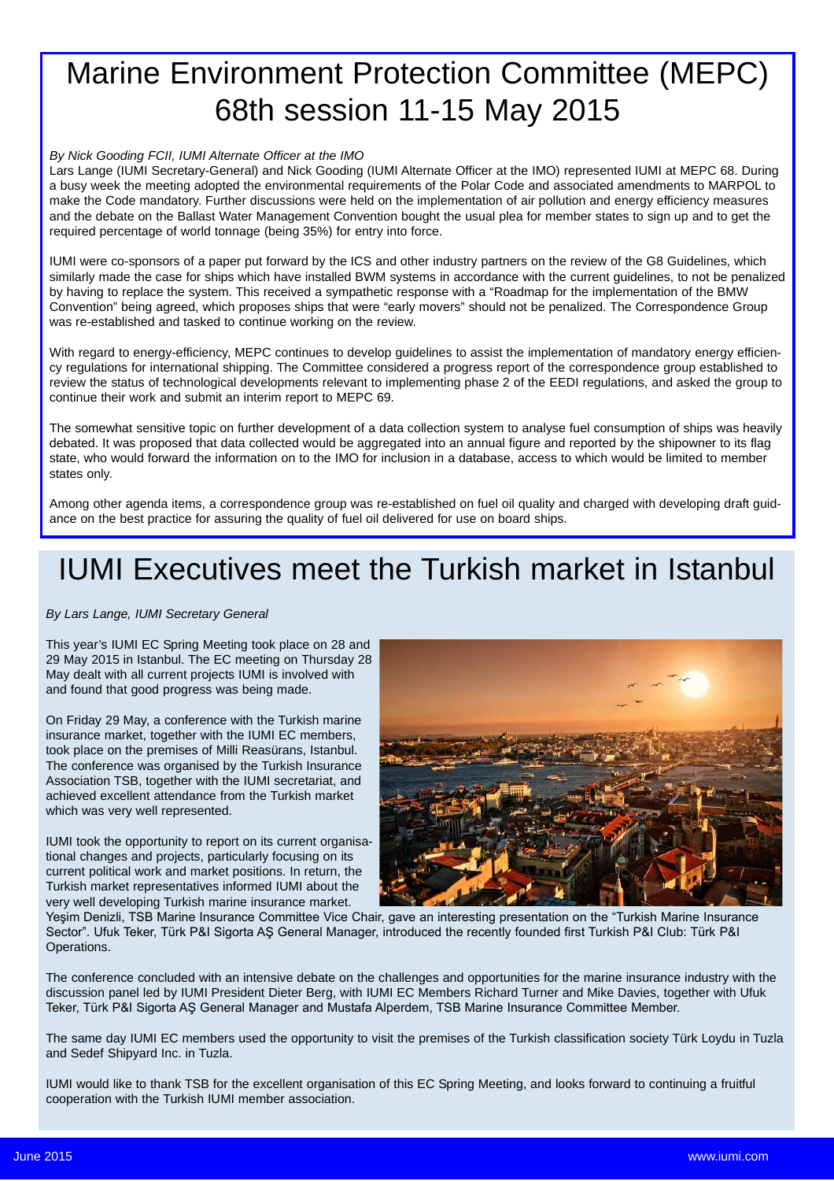# Marine Environment Protection Committee (MEPC) 68th session 11-15 May 2015

*By Nick Gooding FCII, IUMI Alternate Officer at the IMO*

Lars Lange (IUMI Secretary-General) and Nick Gooding (IUMI Alternate Officer at the IMO) represented IUMI at MEPC 68. During a busy week the meeting adopted the environmental requirements of the Polar Code and associated amendments to MARPOL to make the Code mandatory. Further discussions were held on the implementation of air pollution and energy efficiency measures and the debate on the Ballast Water Management Convention bought the usual plea for member states to sign up and to get the required percentage of world tonnage (being 35%) for entry into force.

IUMI were co-sponsors of a paper put forward by the ICS and other industry partners on the review of the G8 Guidelines, which similarly made the case for ships which have installed BWM systems in accordance with the current guidelines, to not be penalized by having to replace the system. This received a sympathetic response with a "Roadmap for the implementation of the BMW Convention" being agreed, which proposes ships that were "early movers" should not be penalized. The Correspondence Group was re-established and tasked to continue working on the review.

With regard to energy-efficiency, MEPC continues to develop guidelines to assist the implementation of mandatory energy efficiency regulations for international shipping. The Committee considered a progress report of the correspondence group established to review the status of technological developments relevant to implementing phase 2 of the EEDI regulations, and asked the group to continue their work and submit an interim report to MEPC 69.

The somewhat sensitive topic on further development of a data collection system to analyse fuel consumption of ships was heavily debated. It was proposed that data collected would be aggregated into an annual figure and reported by the shipowner to its flag state, who would forward the information on to the IMO for inclusion in a database, access to which would be limited to member states only.

Among other agenda items, a correspondence group was re-established on fuel oil quality and charged with developing draft guidance on the best practice for assuring the quality of fuel oil delivered for use on board ships.

# IUMI Executives meet the Turkish market in Istanbul

*By Lars Lange, IUMI Secretary General*

This year's IUMI EC Spring Meeting took place on 28 and 29 May 2015 in Istanbul. The EC meeting on Thursday 28 May dealt with all current projects IUMI is involved with and found that good progress was being made.

On Friday 29 May, a conference with the Turkish marine insurance market, together with the IUMI EC members, took place on the premises of Milli Reasürans, Istanbul. The conference was organised by the Turkish Insurance Association TSB, together with the IUMI secretariat, and achieved excellent attendance from the Turkish market which was very well represented.

IUMI took the opportunity to report on its current organisational changes and projects, particularly focusing on its current political work and market positions. In return, the Turkish market representatives informed IUMI about the very well developing Turkish marine insurance market. Yeşim Denizli, TSB Marine Insurance Committee Vice Chair, gave an interesting presentation on the "Turkish Marine Insurance Sector". Ufuk Teker, Türk P&I Sigorta AŞ General Manager, introduced the recently founded first Turkish P&I Club: Türk P&I Operations.

The conference concluded with an intensive debate on the challenges and opportunities for the marine insurance industry with the discussion panel led by IUMI President Dieter Berg, with IUMI EC Members Richard Turner and Mike Davies, together with Ufuk Teker, Türk P&I Sigorta AŞ General Manager and Mustafa Alperdem, TSB Marine Insurance Committee Member.

The same day IUMI EC members used the opportunity to visit the premises of the Turkish classification society Türk Loydu in Tuzla and Sedef Shipyard Inc. in Tuzla.

IUMI would like to thank TSB for the excellent organisation of this EC Spring Meeting, and looks forward to continuing a fruitful cooperation with the Turkish IUMI member association.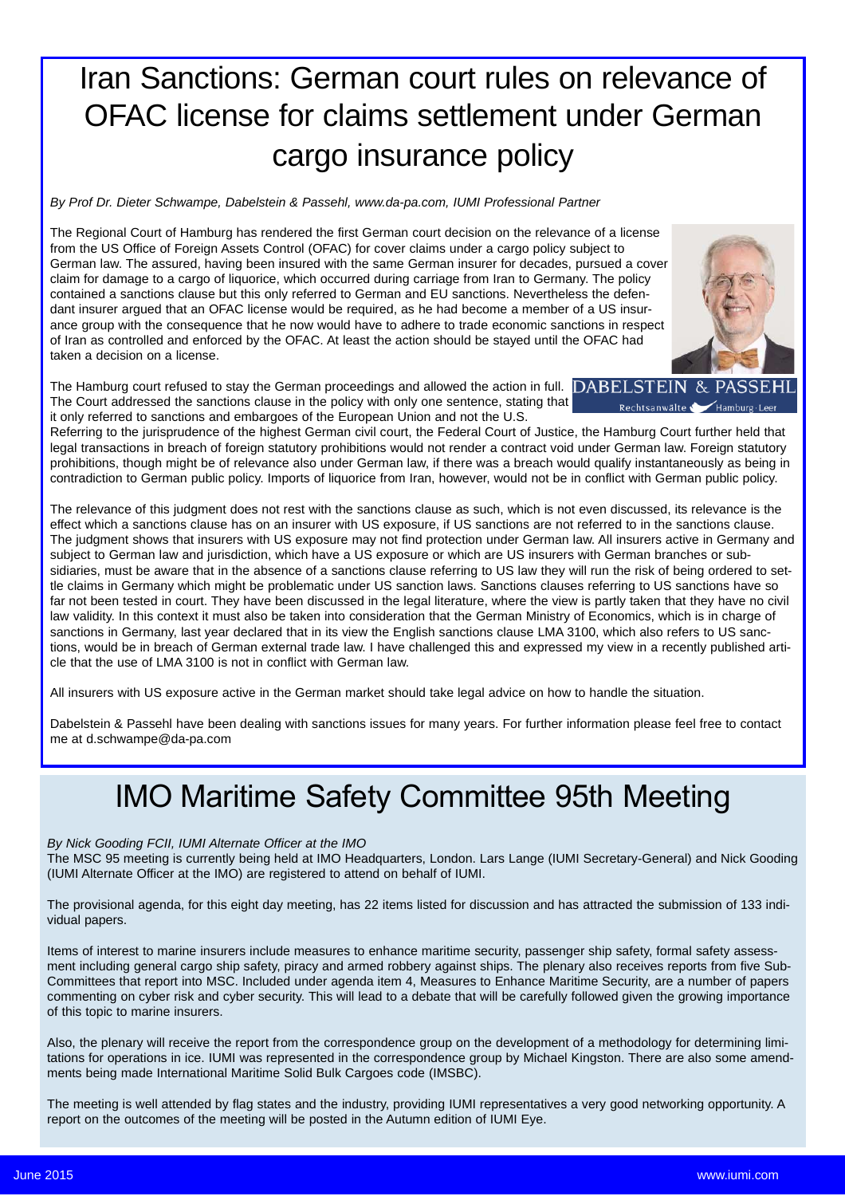# Iran Sanctions: German court rules on relevance of OFAC license for claims settlement under German cargo insurance policy

*By Prof Dr. Dieter Schwampe, Dabelstein & Passehl, www.da-pa.com, IUMI Professional Partner*

The Regional Court of Hamburg has rendered the first German court decision on the relevance of a license from the US Office of Foreign Assets Control (OFAC) for cover claims under a cargo policy subject to German law. The assured, having been insured with the same German insurer for decades, pursued a cover claim for damage to a cargo of liquorice, which occurred during carriage from Iran to Germany. The policy contained a sanctions clause but this only referred to German and EU sanctions. Nevertheless the defendant insurer argued that an OFAC license would be required, as he had become a member of a US insurance group with the consequence that he now would have to adhere to trade economic sanctions in respect of Iran as controlled and enforced by the OFAC. At least the action should be stayed until the OFAC had taken a decision on a license.

The Hamburg court refused to stay the German proceedings and allowed the action in full. The Court addressed the sanctions clause in the policy with only one sentence, stating that it only referred to sanctions and embargoes of the European Union and not the U.S.

Referring to the jurisprudence of the highest German civil court, the Federal Court of Justice, the Hamburg Court further held that legal transactions in breach of foreign statutory prohibitions would not render a contract void under German law. Foreign statutory prohibitions, though might be of relevance also under German law, if there was a breach would qualify instantaneously as being in contradiction to German public policy. Imports of liquorice from Iran, however, would not be in conflict with German public policy.

The relevance of this judgment does not rest with the sanctions clause as such, which is not even discussed, its relevance is the effect which a sanctions clause has on an insurer with US exposure, if US sanctions are not referred to in the sanctions clause. The judgment shows that insurers with US exposure may not find protection under German law. All insurers active in Germany and subject to German law and jurisdiction, which have a US exposure or which are US insurers with German branches or subsidiaries, must be aware that in the absence of a sanctions clause referring to US law they will run the risk of being ordered to settle claims in Germany which might be problematic under US sanction laws. Sanctions clauses referring to US sanctions have so far not been tested in court. They have been discussed in the legal literature, where the view is partly taken that they have no civil law validity. In this context it must also be taken into consideration that the German Ministry of Economics, which is in charge of sanctions in Germany, last year declared that in its view the English sanctions clause LMA 3100, which also refers to US sanctions, would be in breach of German external trade law. I have challenged this and expressed my view in a recently published article that the use of LMA 3100 is not in conflict with German law.

All insurers with US exposure active in the German market should take legal advice on how to handle the situation.

Dabelstein & Passehl have been dealing with sanctions issues for many years. For further information please feel free to contact me at d.schwampe@da-pa.com

# IMO Maritime Safety Committee 95th Meeting

*By Nick Gooding FCII, IUMI Alternate Officer at the IMO*

The MSC 95 meeting is currently being held at IMO Headquarters, London. Lars Lange (IUMI Secretary-General) and Nick Gooding (IUMI Alternate Officer at the IMO) are registered to attend on behalf of IUMI.

The provisional agenda, for this eight day meeting, has 22 items listed for discussion and has attracted the submission of 133 individual papers.

Items of interest to marine insurers include measures to enhance maritime security, passenger ship safety, formal safety assessment including general cargo ship safety, piracy and armed robbery against ships. The plenary also receives reports from five Sub-Committees that report into MSC. Included under agenda item 4, Measures to Enhance Maritime Security, are a number of papers commenting on cyber risk and cyber security. This will lead to a debate that will be carefully followed given the growing importance of this topic to marine insurers.

Also, the plenary will receive the report from the correspondence group on the development of a methodology for determining limitations for operations in ice. IUMI was represented in the correspondence group by Michael Kingston. There are also some amendments being made International Maritime Solid Bulk Cargoes code (IMSBC).

The meeting is well attended by flag states and the industry, providing IUMI representatives a very good networking opportunity. A report on the outcomes of the meeting will be posted in the Autumn edition of IUMI Eye.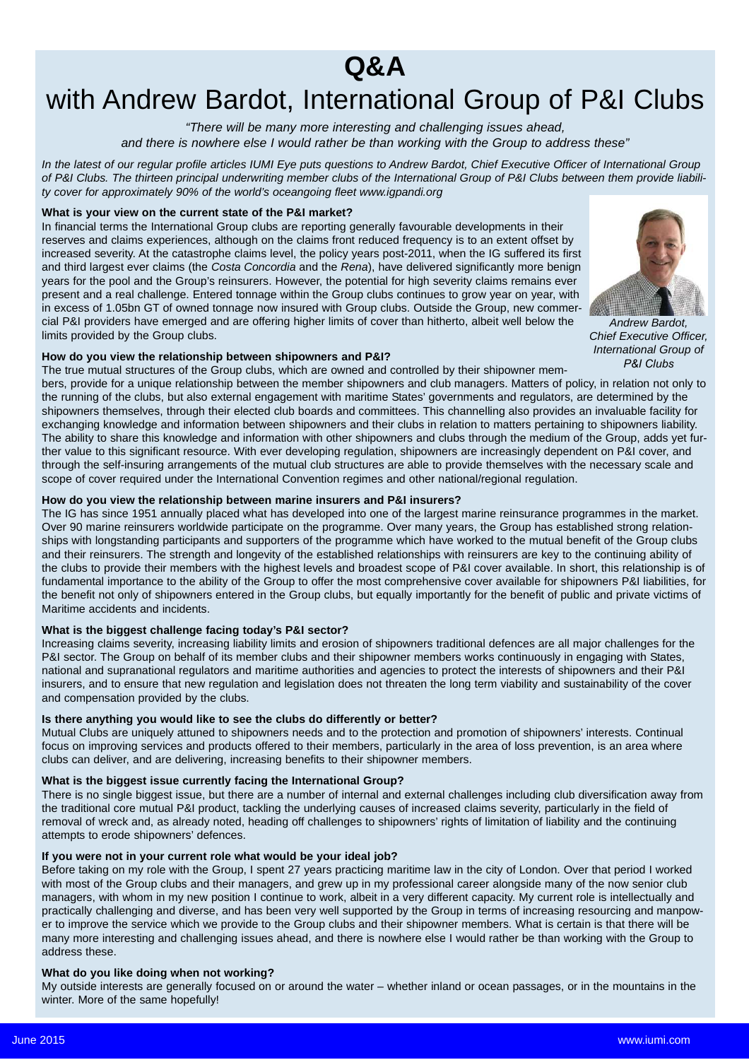# Q&A

## with Andrew Bardot, International Group of P&I Clubs

*"There will be many more interesting and challenging issues ahead, and there is nowhere else I would rather be than working with the Group to address these"*

*In the latest of our regular profile articles IUMI Eye puts questions to Andrew Bardot, Chief Executive Officer of International Group of P&I Clubs. The thirteen principal underwriting member clubs of the International Group of P&I Clubs between them provide liability cover for approximately 90% of the world's oceangoing fleet www.igpandi.org*

*Andrew Bardot, Chief Executive Officer, International Group of P&I Clubs*

**What is your view on the current state of the P&I market?**

In financial terms the International Group clubs are reporting generally favourable developments in their reserves and claims experiences, although on the claims front reduced frequency is to an extent offset by increased severity. At the catastrophe claims level, the policy years post-2011, when the IG suffered its first and third largest ever claims (the *Costa Concordia* and the *Rena*), have delivered significantly more benign years for the pool and the Group's reinsurers. However, the potential for high severity claims remains ever present and a real challenge. Entered tonnage within the Group clubs continues to grow year on year, with in excess of 1.05bn GT of owned tonnage now insured with Group clubs. Outside the Group, new commercial P&I providers have emerged and are offering higher limits of cover than hitherto, albeit well below the limits provided by the Group clubs.

**How do you view the relationship between shipowners and P&I?**

The true mutual structures of the Group clubs, which are owned and controlled by their shipowner members, provide for a unique relationship between the member shipowners and club managers. Matters of policy, in relation not only to the running of the clubs, but also external engagement with maritime States' governments and regulators, are determined by the shipowners themselves, through their elected club boards and committees. This channelling also provides an invaluable facility for exchanging knowledge and information between shipowners and their clubs in relation to matters pertaining to shipowners liability. The ability to share this knowledge and information with other shipowners and clubs through the medium of the Group, adds yet further value to this significant resource. With ever developing regulation, shipowners are increasingly dependent on P&I cover, and through the self-insuring arrangements of the mutual club structures are able to provide themselves with the necessary scale and scope of cover required under the International Convention regimes and other national/regional regulation.

**How do you view the relationship between marine insurers and P&I insurers?**

The IG has since 1951 annually placed what has developed into one of the largest marine reinsurance programmes in the market. Over 90 marine reinsurers worldwide participate on the programme. Over many years, the Group has established strong relationships with longstanding participants and supporters of the programme which have worked to the mutual benefit of the Group clubs and their reinsurers. The strength and longevity of the established relationships with reinsurers are key to the continuing ability of the clubs to provide their members with the highest levels and broadest scope of P&I cover available. In short, this relationship is of fundamental importance to the ability of the Group to offer the most comprehensive cover available for shipowners P&I liabilities, for the benefit not only of shipowners entered in the Group clubs, but equally importantly for the benefit of public and private victims of Maritime accidents and incidents.

**What is the biggest challenge facing today's P&I sector?**

Increasing claims severity, increasing liability limits and erosion of shipowners traditional defences are all major challenges for the P&I sector. The Group on behalf of its member clubs and their shipowner members works continuously in engaging with States, national and supranational regulators and maritime authorities and agencies to protect the interests of shipowners and their P&I insurers, and to ensure that new regulation and legislation does not threaten the long term viability and sustainability of the cover and compensation provided by the clubs.

**Is there anything you would like to see the clubs do differently or better?**

Mutual Clubs are uniquely attuned to shipowners needs and to the protection and promotion of shipowners' interests. Continual focus on improving services and products offered to their members, particularly in the area of loss prevention, is an area where clubs can deliver, and are delivering, increasing benefits to their shipowner members.

**What is the biggest issue currently facing the International Group?**

There is no single biggest issue, but there are a number of internal and external challenges including club diversification away from the traditional core mutual P&I product, tackling the underlying causes of increased claims severity, particularly in the field of removal of wreck and, as already noted, heading off challenges to shipowners' rights of limitation of liability and the continuing attempts to erode shipowners' defences.

**If you were not in your current role what would be your ideal job?**

Before taking on my role with the Group, I spent 27 years practicing maritime law in the city of London. Over that period I worked with most of the Group clubs and their managers, and grew up in my professional career alongside many of the now senior club managers, with whom in my new position I continue to work, albeit in a very different capacity. My current role is intellectually and practically challenging and diverse, and has been very well supported by the Group in terms of increasing resourcing and manpower to improve the service which we provide to the Group clubs and their shipowner members. What is certain is that there will be many more interesting and challenging issues ahead, and there is nowhere else I would rather be than working with the Group to address these.

**What do you like doing when not working?**

My outside interests are generally focused on or around the water – whether inland or ocean passages, or in the mountains in the winter. More of the same hopefully!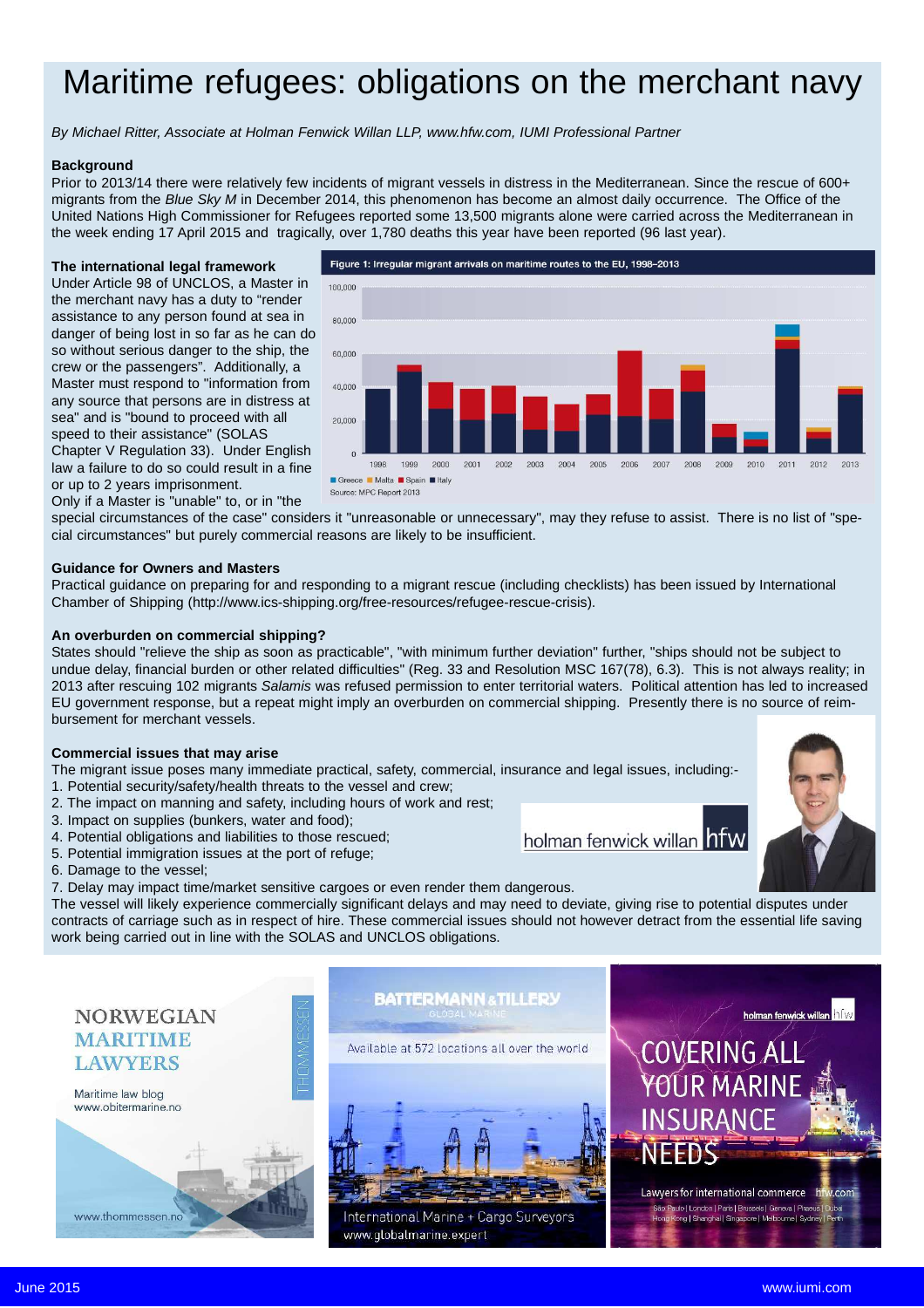# Maritime refugees: obligations on the merchant navy

*By Michael Ritter, Associate at Holman Fenwick Willan LLP, www.hfw.com, IUMI Professional Partner*

### Background

Prior to 2013/14 there were relatively few incidents of migrant vessels in distress in the Mediterranean. Since the rescue of 600+ migrants from the *Blue Sky M* in December 2014, this phenomenon has become an almost daily occurrence. The Office of the United Nations High Commissioner for Refugees reported some 13,500 migrants alone were carried across the Mediterranean in the week ending 17 April 2015 and tragically, over 1,780 deaths this year have been reported (96 last year).

### The international legal framework

Under Article 98 of UNCLOS, a Master in the merchant navy has a duty to "render assistance to any person found at sea in danger of being lost in so far as he can do so without serious danger to the ship, the crew or the passengers". Additionally, a Master must respond to "information from any source that persons are in distress at sea" and is "bound to proceed with all speed to their assistance" (SOLAS Chapter V Regulation 33). Under English law a failure to do so could result in a fine or up to 2 years imprisonment.

Only if a Master is "unable" to, or in "the special circumstances of the case" considers it "unreasonable or unnecessary", may they refuse to assist. There is no list of "special circumstances" but purely commercial reasons are likely to be insufficient.

Figure 1: Irregular migrant arrivals on maritime routes to the EU, 1998–2013

Greece | Malta | Spain | Italy

Source: MPC Report 2013

### Guidance for Owners and Masters

Practical guidance on preparing for and responding to a migrant rescue (including checklists) has been issued by International Chamber of Shipping (http://www.ics-shipping.org/free-resources/refugee-rescue-crisis).

### An overburden on commercial shipping?

States should "relieve the ship as soon as practicable", "with minimum further deviation" further, "ships should not be subject to undue delay, financial burden or other related difficulties" (Reg. 33 and Resolution MSC 167(78), 6.3). This is not always reality; in 2013 after rescuing 102 migrants *Salamis* was refused permission to enter territorial waters. Political attention has led to increased EU government response, but a repeat might imply an overburden on commercial shipping. Presently there is no source of reimbursement for merchant vessels.

### Commercial issues that may arise

The migrant issue poses many immediate practical, safety, commercial, insurance and legal issues, including:-

1. Potential security/safety/health threats to the vessel and crew;
2. The impact on manning and safety, including hours of work and rest;
3. Impact on supplies (bunkers, water and food);
4. Potential obligations and liabilities to those rescued;
5. Potential immigration issues at the port of refuge;
6. Damage to the vessel;
7. Delay may impact time/market sensitive cargoes or even render them dangerous.

The vessel will likely experience commercially significant delays and may need to deviate, giving rise to potential disputes under contracts of carriage such as in respect of hire. These commercial issues should not however detract from the essential life saving work being carried out in line with the SOLAS and UNCLOS obligations.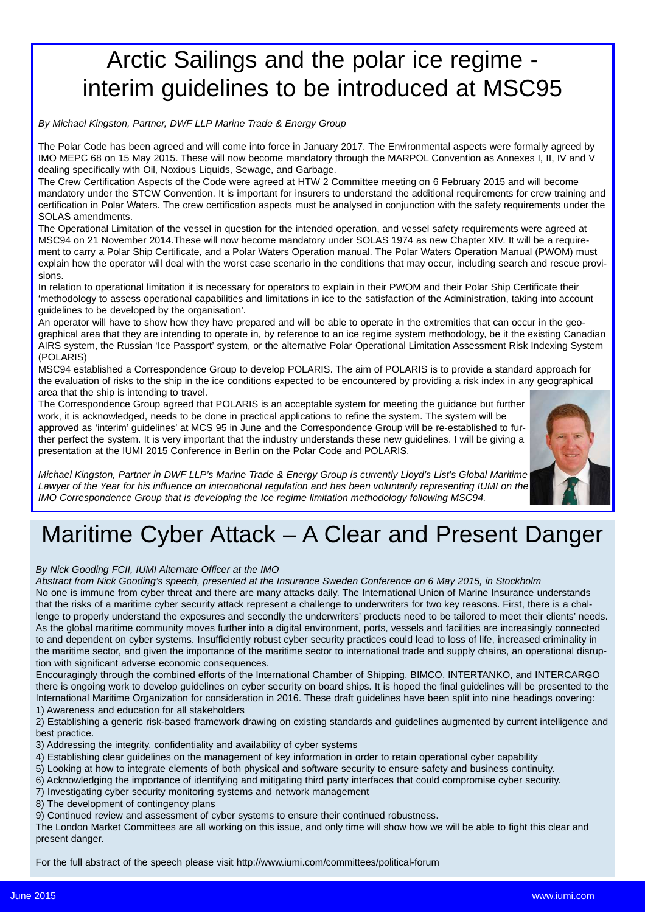# Arctic Sailings and the polar ice regime - interim guidelines to be introduced at MSC95

*By Michael Kingston, Partner, DWF LLP Marine Trade & Energy Group*

The Polar Code has been agreed and will come into force in January 2017. The Environmental aspects were formally agreed by IMO MEPC 68 on 15 May 2015. These will now become mandatory through the MARPOL Convention as Annexes I, II, IV and V dealing specifically with Oil, Noxious Liquids, Sewage, and Garbage.

The Crew Certification Aspects of the Code were agreed at HTW 2 Committee meeting on 6 February 2015 and will become mandatory under the STCW Convention. It is important for insurers to understand the additional requirements for crew training and certification in Polar Waters. The crew certification aspects must be analysed in conjunction with the safety requirements under the SOLAS amendments.

The Operational Limitation of the vessel in question for the intended operation, and vessel safety requirements were agreed at MSC94 on 21 November 2014.These will now become mandatory under SOLAS 1974 as new Chapter XIV. It will be a requirement to carry a Polar Ship Certificate, and a Polar Waters Operation manual. The Polar Waters Operation Manual (PWOM) must explain how the operator will deal with the worst case scenario in the conditions that may occur, including search and rescue provisions.

In relation to operational limitation it is necessary for operators to explain in their PWOM and their Polar Ship Certificate their 'methodology to assess operational capabilities and limitations in ice to the satisfaction of the Administration, taking into account guidelines to be developed by the organisation'.

An operator will have to show how they have prepared and will be able to operate in the extremities that can occur in the geographical area that they are intending to operate in, by reference to an ice regime system methodology, be it the existing Canadian AIRS system, the Russian 'Ice Passport' system, or the alternative Polar Operational Limitation Assessment Risk Indexing System (POLARIS)

MSC94 established a Correspondence Group to develop POLARIS. The aim of POLARIS is to provide a standard approach for the evaluation of risks to the ship in the ice conditions expected to be encountered by providing a risk index in any geographical area that the ship is intending to travel.

The Correspondence Group agreed that POLARIS is an acceptable system for meeting the guidance but further work, it is acknowledged, needs to be done in practical applications to refine the system. The system will be approved as 'interim' guidelines' at MCS 95 in June and the Correspondence Group will be re-established to further perfect the system. It is very important that the industry understands these new guidelines. I will be giving a presentation at the IUMI 2015 Conference in Berlin on the Polar Code and POLARIS.

*Michael Kingston, Partner in DWF LLP's Marine Trade & Energy Group is currently Lloyd's List's Global Maritime Lawyer of the Year for his influence on international regulation and has been voluntarily representing IUMI on the IMO Correspondence Group that is developing the Ice regime limitation methodology following MSC94.*

# Maritime Cyber Attack – A Clear and Present Danger

*By Nick Gooding FCII, IUMI Alternate Officer at the IMO*

*Abstract from Nick Gooding's speech, presented at the Insurance Sweden Conference on 6 May 2015, in Stockholm*

No one is immune from cyber threat and there are many attacks daily. The International Union of Marine Insurance understands that the risks of a maritime cyber security attack represent a challenge to underwriters for two key reasons. First, there is a challenge to properly understand the exposures and secondly the underwriters' products need to be tailored to meet their clients' needs. As the global maritime community moves further into a digital environment, ports, vessels and facilities are increasingly connected to and dependent on cyber systems. Insufficiently robust cyber security practices could lead to loss of life, increased criminality in the maritime sector, and given the importance of the maritime sector to international trade and supply chains, an operational disruption with significant adverse economic consequences.

Encouragingly through the combined efforts of the International Chamber of Shipping, BIMCO, INTERTANKO, and INTERCARGO there is ongoing work to develop guidelines on cyber security on board ships. It is hoped the final guidelines will be presented to the International Maritime Organization for consideration in 2016. These draft guidelines have been split into nine headings covering:

1) Awareness and education for all stakeholders
2) Establishing a generic risk-based framework drawing on existing standards and guidelines augmented by current intelligence and best practice.
3) Addressing the integrity, confidentiality and availability of cyber systems
4) Establishing clear guidelines on the management of key information in order to retain operational cyber capability
5) Looking at how to integrate elements of both physical and software security to ensure safety and business continuity.
6) Acknowledging the importance of identifying and mitigating third party interfaces that could compromise cyber security.
7) Investigating cyber security monitoring systems and network management
8) The development of contingency plans
9) Continued review and assessment of cyber systems to ensure their continued robustness.

The London Market Committees are all working on this issue, and only time will show how we will be able to fight this clear and present danger.

For the full abstract of the speech please visit http://www.iumi.com/committees/political-forum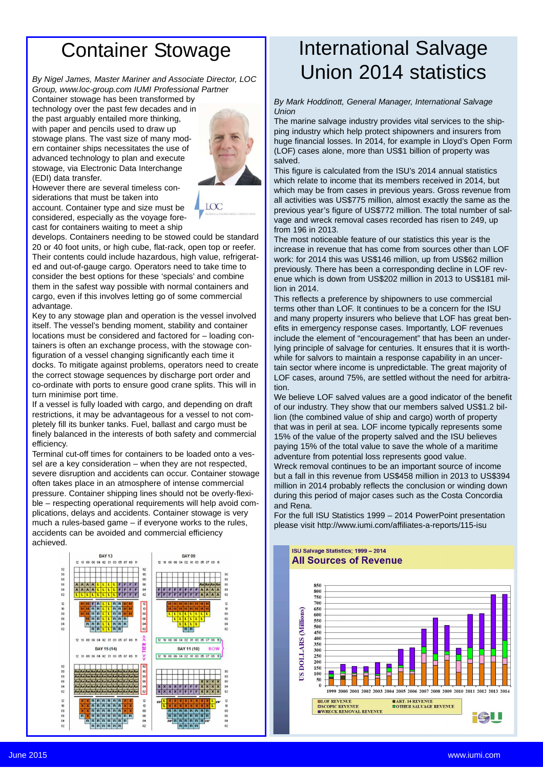# Container Stowage

*By Nigel James, Master Mariner and Associate Director, LOC Group, www.loc-group.com IUMI Professional Partner*

Container stowage has been transformed by technology over the past few decades and in the past arguably entailed more thinking, with paper and pencils used to draw up stowage plans. The vast size of many modern container ships necessitates the use of advanced technology to plan and execute stowage, via Electronic Data Interchange (EDI) data transfer.

However there are several timeless considerations that must be taken into account. Container type and size must be considered, especially as the voyage forecast for containers waiting to meet a ship develops. Containers needing to be stowed could be standard 20 or 40 foot units, or high cube, flat-rack, open top or reefer. Their contents could include hazardous, high value, refrigerated and out-of-gauge cargo. Operators need to take time to consider the best options for these 'specials' and combine them in the safest way possible with normal containers and cargo, even if this involves letting go of some commercial advantage.

Key to any stowage plan and operation is the vessel involved itself. The vessel's bending moment, stability and container locations must be considered and factored for – loading containers is often an exchange process, with the stowage configuration of a vessel changing significantly each time it docks. To mitigate against problems, operators need to create the correct stowage sequences by discharge port order and co-ordinate with ports to ensure good crane splits. This will in turn minimise port time.

If a vessel is fully loaded with cargo, and depending on draft restrictions, it may be advantageous for a vessel to not completely fill its bunker tanks. Fuel, ballast and cargo must be finely balanced in the interests of both safety and commercial efficiency.

Terminal cut-off times for containers to be loaded onto a vessel are a key consideration – when they are not respected, severe disruption and accidents can occur. Container stowage often takes place in an atmosphere of intense commercial pressure. Container shipping lines should not be overly-flexible – respecting operational requirements will help avoid complications, delays and accidents. Container stowage is very much a rules-based game – if everyone works to the rules, accidents can be avoided and commercial efficiency achieved.

# International Salvage Union 2014 statistics

*By Mark Hoddinott, General Manager, International Salvage Union*

The marine salvage industry provides vital services to the shipping industry which help protect shipowners and insurers from huge financial losses. In 2014, for example in Lloyd's Open Form (LOF) cases alone, more than US$1 billion of property was salved.

This figure is calculated from the ISU's 2014 annual statistics which relate to income that its members received in 2014, but which may be from cases in previous years. Gross revenue from all activities was US$775 million, almost exactly the same as the previous year's figure of US$772 million. The total number of salvage and wreck removal cases recorded has risen to 249, up from 196 in 2013.

The most noticeable feature of our statistics this year is the increase in revenue that has come from sources other than LOF work: for 2014 this was US$146 million, up from US$62 million previously. There has been a corresponding decline in LOF revenue which is down from US$202 million in 2013 to US$181 million in 2014.

This reflects a preference by shipowners to use commercial terms other than LOF. It continues to be a concern for the ISU and many property insurers who believe that LOF has great benefits in emergency response cases. Importantly, LOF revenues include the element of "encouragement" that has been an underlying principle of salvage for centuries. It ensures that it is worthwhile for salvors to maintain a response capability in an uncertain sector where income is unpredictable. The great majority of LOF cases, around 75%, are settled without the need for arbitration.

We believe LOF salved values are a good indicator of the benefit of our industry. They show that our members salved US$1.2 billion (the combined value of ship and cargo) worth of property that was in peril at sea. LOF income typically represents some 15% of the value of the property salved and the ISU believes paying 15% of the total value to save the whole of a maritime adventure from potential loss represents good value.

Wreck removal continues to be an important source of income but a fall in this revenue from US$458 million in 2013 to US$394 million in 2014 probably reflects the conclusion or winding down during this period of major cases such as the Costa Concordia and Rena.

For the full ISU Statistics 1999 – 2014 PowerPoint presentation please visit http://www.iumi.com/affiliates-a-reports/115-isu

ISU Salvage Statistics; 1999 – 2014

**All Sources of Revenue**

LOF REVENUE; ART. 14 REVENUE; SCOPIC REVENUE; OTHER SALVAGE REVENUE; WRECK REMOVAL REVENUE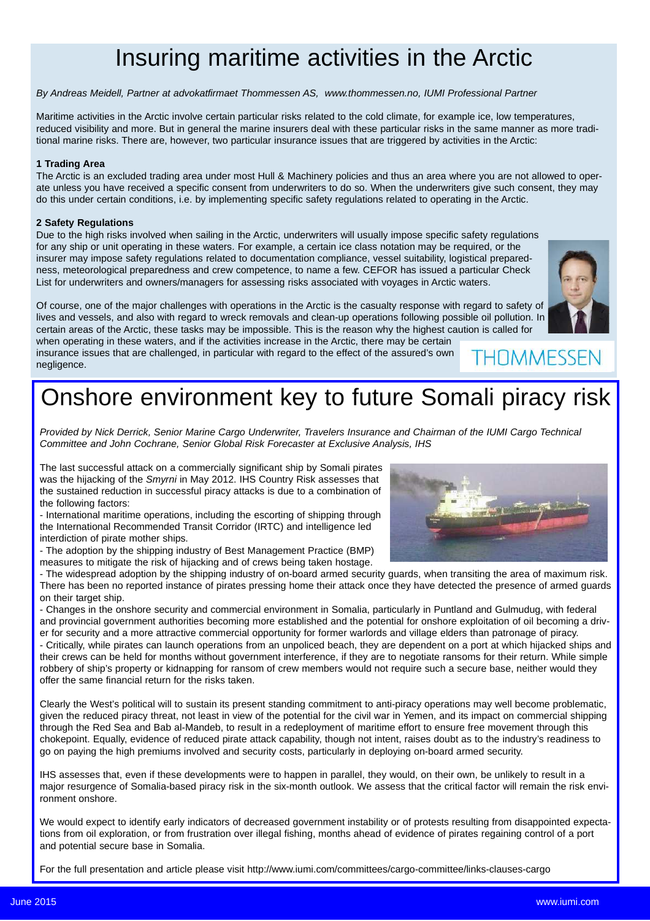# Insuring maritime activities in the Arctic

*By Andreas Meidell, Partner at advokatfirmaet Thommessen AS, www.thommessen.no, IUMI Professional Partner*

Maritime activities in the Arctic involve certain particular risks related to the cold climate, for example ice, low temperatures, reduced visibility and more. But in general the marine insurers deal with these particular risks in the same manner as more traditional marine risks. There are, however, two particular insurance issues that are triggered by activities in the Arctic:

**1 Trading Area**

The Arctic is an excluded trading area under most Hull & Machinery policies and thus an area where you are not allowed to operate unless you have received a specific consent from underwriters to do so. When the underwriters give such consent, they may do this under certain conditions, i.e. by implementing specific safety regulations related to operating in the Arctic.

**2 Safety Regulations**

Due to the high risks involved when sailing in the Arctic, underwriters will usually impose specific safety regulations for any ship or unit operating in these waters. For example, a certain ice class notation may be required, or the insurer may impose safety regulations related to documentation compliance, vessel suitability, logistical preparedness, meteorological preparedness and crew competence, to name a few. CEFOR has issued a particular Check List for underwriters and owners/managers for assessing risks associated with voyages in Arctic waters.

Of course, one of the major challenges with operations in the Arctic is the casualty response with regard to safety of lives and vessels, and also with regard to wreck removals and clean-up operations following possible oil pollution. In certain areas of the Arctic, these tasks may be impossible. This is the reason why the highest caution is called for when operating in these waters, and if the activities increase in the Arctic, there may be certain insurance issues that are challenged, in particular with regard to the effect of the assured's own negligence.

THOMMESSEN

# Onshore environment key to future Somali piracy risk

*Provided by Nick Derrick, Senior Marine Cargo Underwriter, Travelers Insurance and Chairman of the IUMI Cargo Technical Committee and John Cochrane, Senior Global Risk Forecaster at Exclusive Analysis, IHS*

The last successful attack on a commercially significant ship by Somali pirates was the hijacking of the *Smyrni* in May 2012. IHS Country Risk assesses that the sustained reduction in successful piracy attacks is due to a combination of the following factors:

- International maritime operations, including the escorting of shipping through the International Recommended Transit Corridor (IRTC) and intelligence led interdiction of pirate mother ships.
- The adoption by the shipping industry of Best Management Practice (BMP) measures to mitigate the risk of hijacking and of crews being taken hostage.
- The widespread adoption by the shipping industry of on-board armed security guards, when transiting the area of maximum risk. There has been no reported instance of pirates pressing home their attack once they have detected the presence of armed guards on their target ship.
- Changes in the onshore security and commercial environment in Somalia, particularly in Puntland and Gulmudug, with federal and provincial government authorities becoming more established and the potential for onshore exploitation of oil becoming a driver for security and a more attractive commercial opportunity for former warlords and village elders than patronage of piracy.
- Critically, while pirates can launch operations from an unpoliced beach, they are dependent on a port at which hijacked ships and their crews can be held for months without government interference, if they are to negotiate ransoms for their return. While simple robbery of ship's property or kidnapping for ransom of crew members would not require such a secure base, neither would they offer the same financial return for the risks taken.

Clearly the West's political will to sustain its present standing commitment to anti-piracy operations may well become problematic, given the reduced piracy threat, not least in view of the potential for the civil war in Yemen, and its impact on commercial shipping through the Red Sea and Bab al-Mandeb, to result in a redeployment of maritime effort to ensure free movement through this chokepoint. Equally, evidence of reduced pirate attack capability, though not intent, raises doubt as to the industry's readiness to go on paying the high premiums involved and security costs, particularly in deploying on-board armed security.

IHS assesses that, even if these developments were to happen in parallel, they would, on their own, be unlikely to result in a major resurgence of Somalia-based piracy risk in the six-month outlook. We assess that the critical factor will remain the risk environment onshore.

We would expect to identify early indicators of decreased government instability or of protests resulting from disappointed expectations from oil exploration, or from frustration over illegal fishing, months ahead of evidence of pirates regaining control of a port and potential secure base in Somalia.

For the full presentation and article please visit http://www.iumi.com/committees/cargo-committee/links-clauses-cargo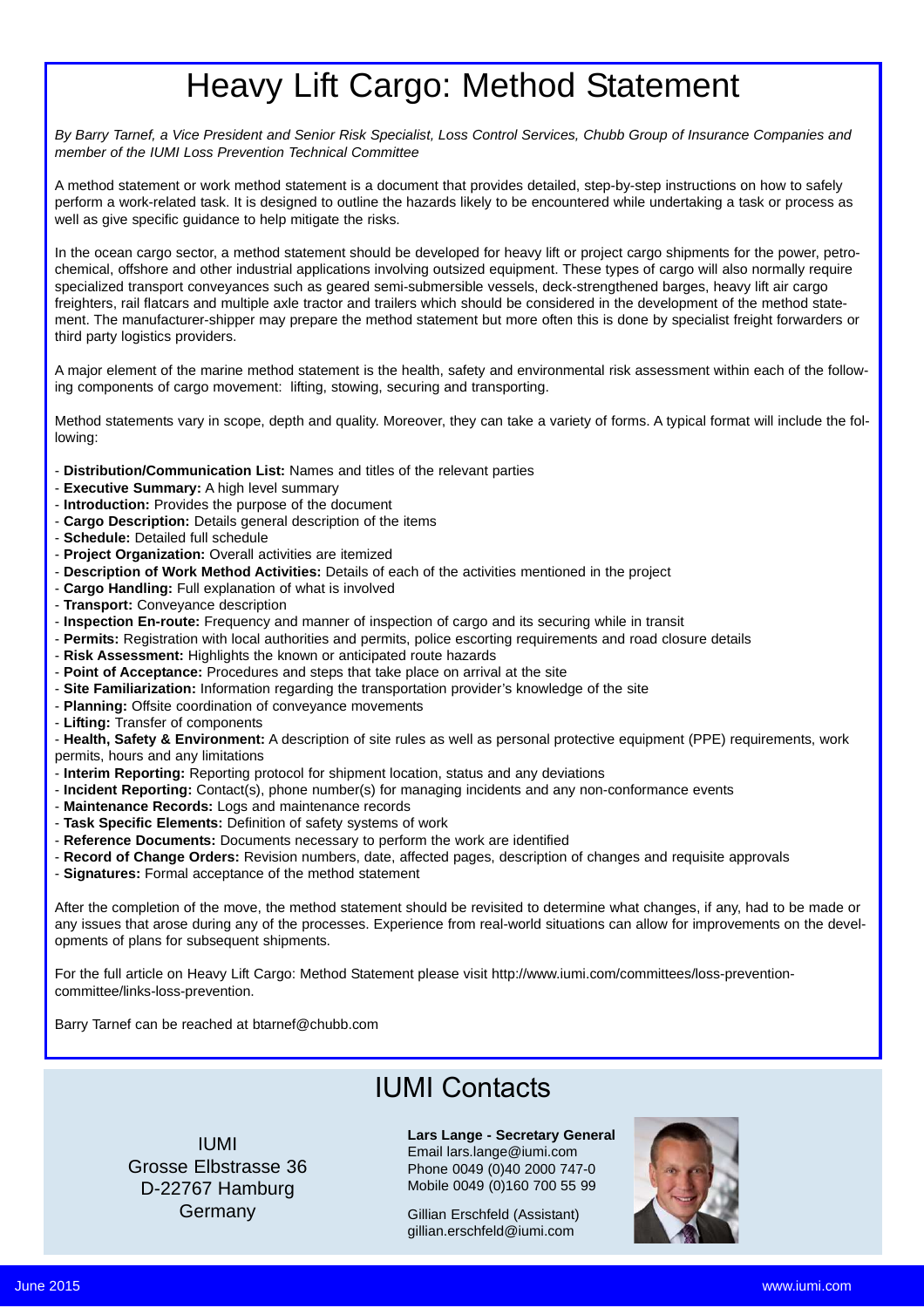# Heavy Lift Cargo: Method Statement

*By Barry Tarnef, a Vice President and Senior Risk Specialist, Loss Control Services, Chubb Group of Insurance Companies and member of the IUMI Loss Prevention Technical Committee*

A method statement or work method statement is a document that provides detailed, step-by-step instructions on how to safely perform a work-related task. It is designed to outline the hazards likely to be encountered while undertaking a task or process as well as give specific guidance to help mitigate the risks.

In the ocean cargo sector, a method statement should be developed for heavy lift or project cargo shipments for the power, petro-chemical, offshore and other industrial applications involving outsized equipment. These types of cargo will also normally require specialized transport conveyances such as geared semi-submersible vessels, deck-strengthened barges, heavy lift air cargo freighters, rail flatcars and multiple axle tractor and trailers which should be considered in the development of the method statement. The manufacturer-shipper may prepare the method statement but more often this is done by specialist freight forwarders or third party logistics providers.

A major element of the marine method statement is the health, safety and environmental risk assessment within each of the following components of cargo movement: lifting, stowing, securing and transporting.

Method statements vary in scope, depth and quality. Moreover, they can take a variety of forms. A typical format will include the following:

- **Distribution/Communication List:** Names and titles of the relevant parties
- **Executive Summary:** A high level summary
- **Introduction:** Provides the purpose of the document
- **Cargo Description:** Details general description of the items
- **Schedule:** Detailed full schedule
- **Project Organization:** Overall activities are itemized
- **Description of Work Method Activities:** Details of each of the activities mentioned in the project
- **Cargo Handling:** Full explanation of what is involved
- **Transport:** Conveyance description
- **Inspection En-route:** Frequency and manner of inspection of cargo and its securing while in transit
- **Permits:** Registration with local authorities and permits, police escorting requirements and road closure details
- **Risk Assessment:** Highlights the known or anticipated route hazards
- **Point of Acceptance:** Procedures and steps that take place on arrival at the site
- **Site Familiarization:** Information regarding the transportation provider's knowledge of the site
- **Planning:** Offsite coordination of conveyance movements
- **Lifting:** Transfer of components
- **Health, Safety & Environment:** A description of site rules as well as personal protective equipment (PPE) requirements, work permits, hours and any limitations
- **Interim Reporting:** Reporting protocol for shipment location, status and any deviations
- **Incident Reporting:** Contact(s), phone number(s) for managing incidents and any non-conformance events
- **Maintenance Records:** Logs and maintenance records
- **Task Specific Elements:** Definition of safety systems of work
- **Reference Documents:** Documents necessary to perform the work are identified
- **Record of Change Orders:** Revision numbers, date, affected pages, description of changes and requisite approvals
- **Signatures:** Formal acceptance of the method statement

After the completion of the move, the method statement should be revisited to determine what changes, if any, had to be made or any issues that arose during any of the processes. Experience from real-world situations can allow for improvements on the developments of plans for subsequent shipments.

For the full article on Heavy Lift Cargo: Method Statement please visit http://www.iumi.com/committees/loss-prevention-committee/links-loss-prevention.

Barry Tarnef can be reached at btarnef@chubb.com

## IUMI Contacts

IUMI
Grosse Elbstrasse 36
D-22767 Hamburg
Germany

**Lars Lange - Secretary General**
Email lars.lange@iumi.com
Phone 0049 (0)40 2000 747-0
Mobile 0049 (0)160 700 55 99

Gillian Erschfeld (Assistant)
gillian.erschfeld@iumi.com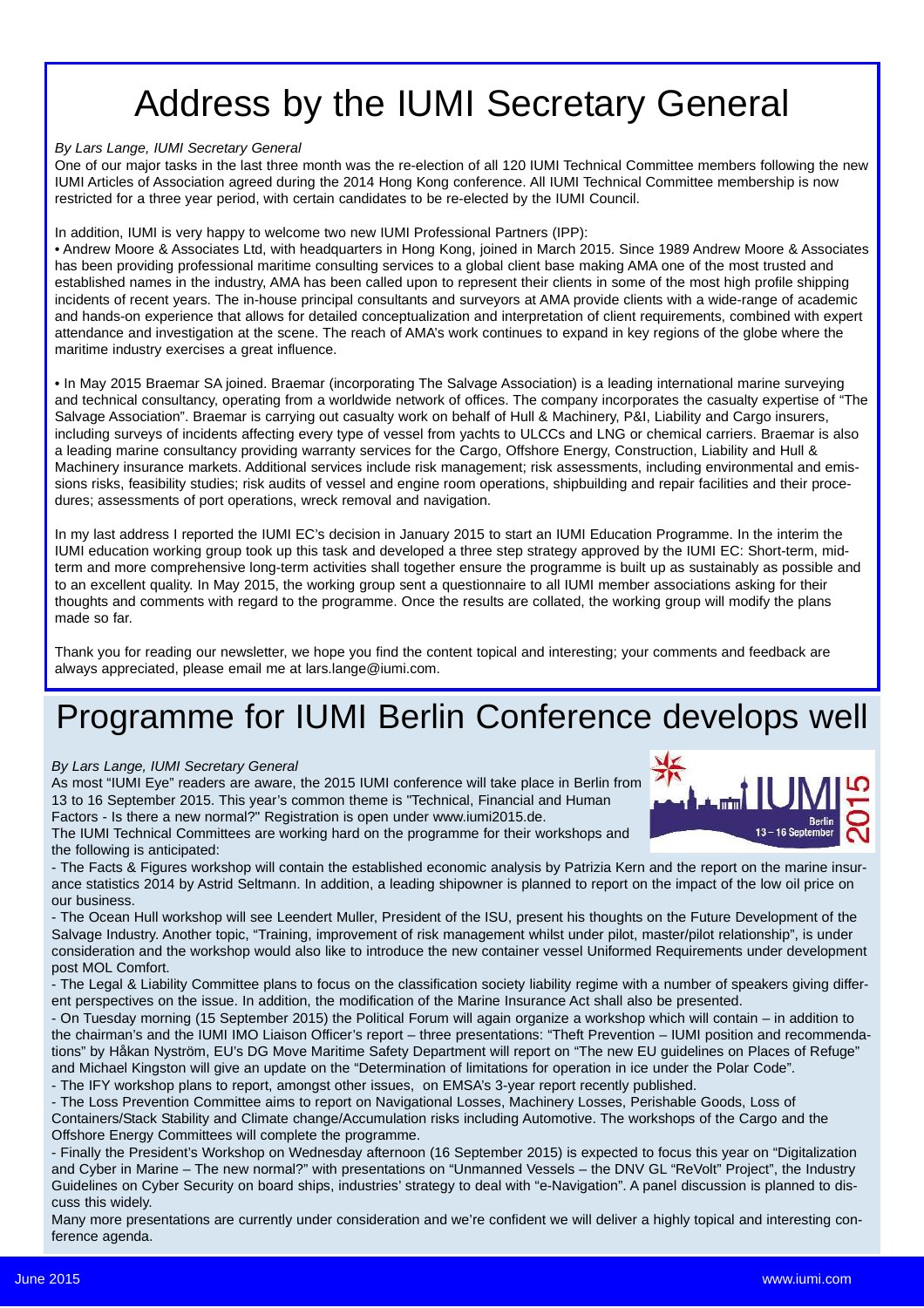# Address by the IUMI Secretary General

*By Lars Lange, IUMI Secretary General*

One of our major tasks in the last three month was the re-election of all 120 IUMI Technical Committee members following the new IUMI Articles of Association agreed during the 2014 Hong Kong conference. All IUMI Technical Committee membership is now restricted for a three year period, with certain candidates to be re-elected by the IUMI Council.

In addition, IUMI is very happy to welcome two new IUMI Professional Partners (IPP):

• Andrew Moore & Associates Ltd, with headquarters in Hong Kong, joined in March 2015. Since 1989 Andrew Moore & Associates has been providing professional maritime consulting services to a global client base making AMA one of the most trusted and established names in the industry, AMA has been called upon to represent their clients in some of the most high profile shipping incidents of recent years. The in-house principal consultants and surveyors at AMA provide clients with a wide-range of academic and hands-on experience that allows for detailed conceptualization and interpretation of client requirements, combined with expert attendance and investigation at the scene. The reach of AMA's work continues to expand in key regions of the globe where the maritime industry exercises a great influence.

• In May 2015 Braemar SA joined. Braemar (incorporating The Salvage Association) is a leading international marine surveying and technical consultancy, operating from a worldwide network of offices. The company incorporates the casualty expertise of "The Salvage Association". Braemar is carrying out casualty work on behalf of Hull & Machinery, P&I, Liability and Cargo insurers, including surveys of incidents affecting every type of vessel from yachts to ULCCs and LNG or chemical carriers. Braemar is also a leading marine consultancy providing warranty services for the Cargo, Offshore Energy, Construction, Liability and Hull & Machinery insurance markets. Additional services include risk management; risk assessments, including environmental and emissions risks, feasibility studies; risk audits of vessel and engine room operations, shipbuilding and repair facilities and their procedures; assessments of port operations, wreck removal and navigation.

In my last address I reported the IUMI EC's decision in January 2015 to start an IUMI Education Programme. In the interim the IUMI education working group took up this task and developed a three step strategy approved by the IUMI EC: Short-term, mid-term and more comprehensive long-term activities shall together ensure the programme is built up as sustainably as possible and to an excellent quality. In May 2015, the working group sent a questionnaire to all IUMI member associations asking for their thoughts and comments with regard to the programme. Once the results are collated, the working group will modify the plans made so far.

Thank you for reading our newsletter, we hope you find the content topical and interesting; your comments and feedback are always appreciated, please email me at lars.lange@iumi.com.

# Programme for IUMI Berlin Conference develops well

*By Lars Lange, IUMI Secretary General*

As most "IUMI Eye" readers are aware, the 2015 IUMI conference will take place in Berlin from 13 to 16 September 2015. This year's common theme is "Technical, Financial and Human Factors - Is there a new normal?" Registration is open under www.iumi2015.de.

The IUMI Technical Committees are working hard on the programme for their workshops and the following is anticipated:

- The Facts & Figures workshop will contain the established economic analysis by Patrizia Kern and the report on the marine insurance statistics 2014 by Astrid Seltmann. In addition, a leading shipowner is planned to report on the impact of the low oil price on our business.
- The Ocean Hull workshop will see Leendert Muller, President of the ISU, present his thoughts on the Future Development of the Salvage Industry. Another topic, "Training, improvement of risk management whilst under pilot, master/pilot relationship", is under consideration and the workshop would also like to introduce the new container vessel Uniformed Requirements under development post MOL Comfort.
- The Legal & Liability Committee plans to focus on the classification society liability regime with a number of speakers giving different perspectives on the issue. In addition, the modification of the Marine Insurance Act shall also be presented.
- On Tuesday morning (15 September 2015) the Political Forum will again organize a workshop which will contain – in addition to the chairman's and the IUMI IMO Liaison Officer's report – three presentations: "Theft Prevention – IUMI position and recommendations" by Håkan Nyström, EU's DG Move Maritime Safety Department will report on "The new EU guidelines on Places of Refuge" and Michael Kingston will give an update on the "Determination of limitations for operation in ice under the Polar Code".
- The IFY workshop plans to report, amongst other issues, on EMSA's 3-year report recently published.
- The Loss Prevention Committee aims to report on Navigational Losses, Machinery Losses, Perishable Goods, Loss of Containers/Stack Stability and Climate change/Accumulation risks including Automotive. The workshops of the Cargo and the Offshore Energy Committees will complete the programme.
- Finally the President's Workshop on Wednesday afternoon (16 September 2015) is expected to focus this year on "Digitalization and Cyber in Marine – The new normal?" with presentations on "Unmanned Vessels – the DNV GL "ReVolt" Project", the Industry Guidelines on Cyber Security on board ships, industries' strategy to deal with "e-Navigation". A panel discussion is planned to discuss this widely.

Many more presentations are currently under consideration and we're confident we will deliver a highly topical and interesting conference agenda.